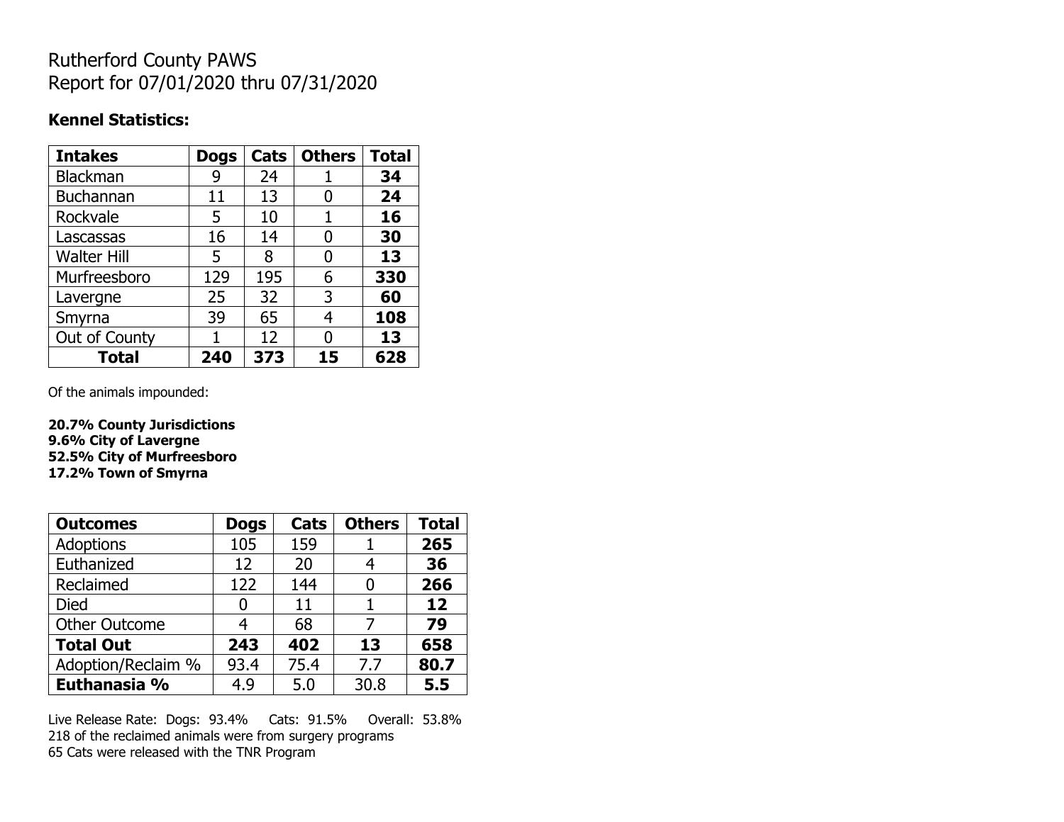# Rutherford County PAWS
# Report for 07/01/2020 thru 07/31/2020

### Kennel Statistics:

| Intakes | Dogs | Cats | Others | Total |
|---|---|---|---|---|
| Blackman | 9 | 24 | 1 | **34** |
| Buchannan | 11 | 13 | 0 | **24** |
| Rockvale | 5 | 10 | 1 | **16** |
| Lascassas | 16 | 14 | 0 | **30** |
| Walter Hill | 5 | 8 | 0 | **13** |
| Murfreesboro | 129 | 195 | 6 | **330** |
| Lavergne | 25 | 32 | 3 | **60** |
| Smyrna | 39 | 65 | 4 | **108** |
| Out of County | 1 | 12 | 0 | **13** |
| **Total** | **240** | **373** | **15** | **628** |

Of the animals impounded:

**20.7% County Jurisdictions**
**9.6% City of Lavergne**
**52.5% City of Murfreesboro**
**17.2% Town of Smyrna**

| Outcomes | Dogs | Cats | Others | Total |
|---|---|---|---|---|
| Adoptions | 105 | 159 | 1 | **265** |
| Euthanized | 12 | 20 | 4 | **36** |
| Reclaimed | 122 | 144 | 0 | **266** |
| Died | 0 | 11 | 1 | **12** |
| Other Outcome | 4 | 68 | 7 | **79** |
| **Total Out** | **243** | **402** | **13** | **658** |
| Adoption/Reclaim % | 93.4 | 75.4 | 7.7 | **80.7** |
| **Euthanasia %** | 4.9 | 5.0 | 30.8 | **5.5** |

Live Release Rate: Dogs: 93.4% Cats: 91.5% Overall: 53.8%
218 of the reclaimed animals were from surgery programs
65 Cats were released with the TNR Program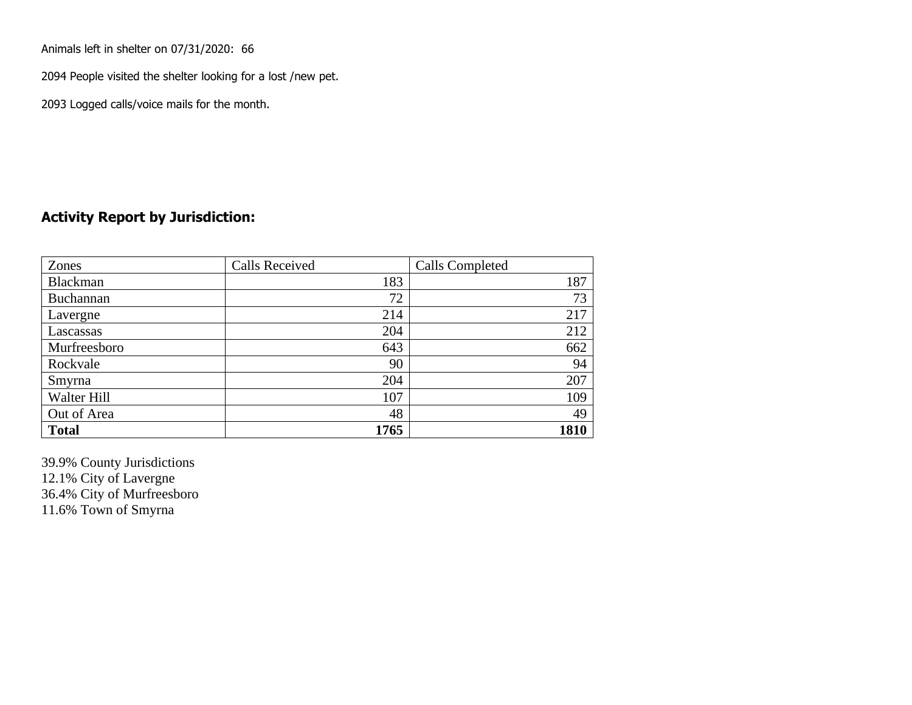Animals left in shelter on 07/31/2020: 66

2094 People visited the shelter looking for a lost /new pet.

2093 Logged calls/voice mails for the month.

## Activity Report by Jurisdiction:

| Zones | Calls Received | Calls Completed |
|---|---|---|
| Blackman | 183 | 187 |
| Buchannan | 72 | 73 |
| Lavergne | 214 | 217 |
| Lascassas | 204 | 212 |
| Murfreesboro | 643 | 662 |
| Rockvale | 90 | 94 |
| Smyrna | 204 | 207 |
| Walter Hill | 107 | 109 |
| Out of Area | 48 | 49 |
| **Total** | **1765** | **1810** |

39.9% County Jurisdictions
12.1% City of Lavergne
36.4% City of Murfreesboro
11.6% Town of Smyrna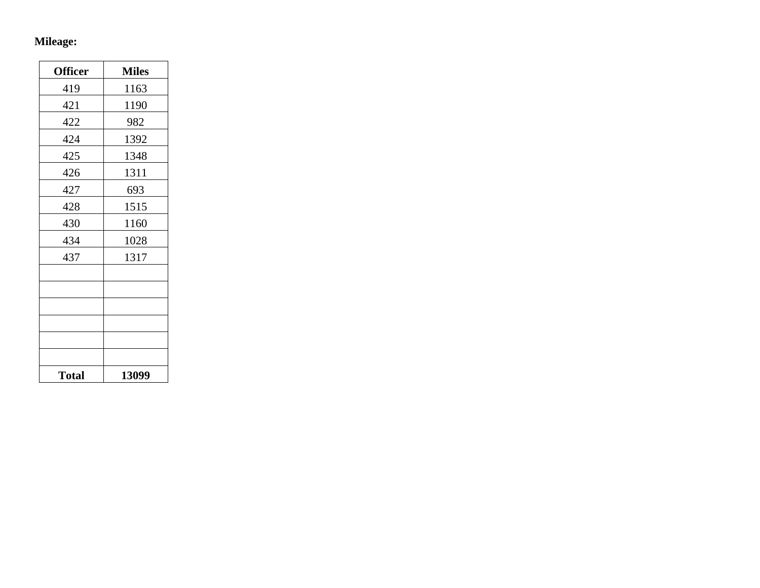**Mileage:**

| Officer | Miles |
|---|---|
| 419 | 1163 |
| 421 | 1190 |
| 422 | 982 |
| 424 | 1392 |
| 425 | 1348 |
| 426 | 1311 |
| 427 | 693 |
| 428 | 1515 |
| 430 | 1160 |
| 434 | 1028 |
| 437 | 1317 |
| | |
| | |
| | |
| | |
| | |
| | |
| **Total** | **13099** |